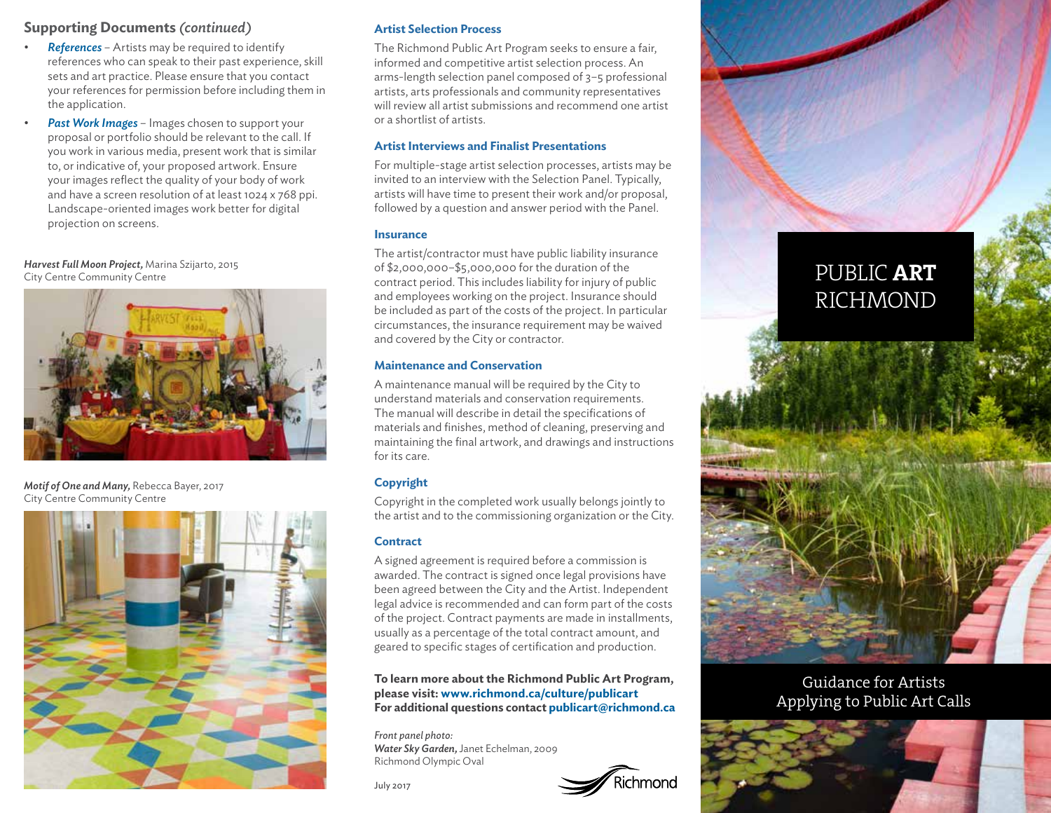## Supporting Documents *(continued)*

- ***References*** – Artists may be required to identify references who can speak to their past experience, skill sets and art practice. Please ensure that you contact your references for permission before including them in the application.
- ***Past Work Images*** – Images chosen to support your proposal or portfolio should be relevant to the call. If you work in various media, present work that is similar to, or indicative of, your proposed artwork. Ensure your images reflect the quality of your body of work and have a screen resolution of at least 1024 x 768 ppi. Landscape-oriented images work better for digital projection on screens.

***Harvest Full Moon Project,*** Marina Szijarto, 2015
City Centre Community Centre

***Motif of One and Many,*** Rebecca Bayer, 2017
City Centre Community Centre

### Artist Selection Process

The Richmond Public Art Program seeks to ensure a fair, informed and competitive artist selection process. An arms-length selection panel composed of 3–5 professional artists, arts professionals and community representatives will review all artist submissions and recommend one artist or a shortlist of artists.

### Artist Interviews and Finalist Presentations

For multiple-stage artist selection processes, artists may be invited to an interview with the Selection Panel. Typically, artists will have time to present their work and/or proposal, followed by a question and answer period with the Panel.

### Insurance

The artist/contractor must have public liability insurance of $2,000,000–$5,000,000 for the duration of the contract period. This includes liability for injury of public and employees working on the project. Insurance should be included as part of the costs of the project. In particular circumstances, the insurance requirement may be waived and covered by the City or contractor.

### Maintenance and Conservation

A maintenance manual will be required by the City to understand materials and conservation requirements. The manual will describe in detail the specifications of materials and finishes, method of cleaning, preserving and maintaining the final artwork, and drawings and instructions for its care.

### Copyright

Copyright in the completed work usually belongs jointly to the artist and to the commissioning organization or the City.

### Contract

A signed agreement is required before a commission is awarded. The contract is signed once legal provisions have been agreed between the City and the Artist. Independent legal advice is recommended and can form part of the costs of the project. Contract payments are made in installments, usually as a percentage of the total contract amount, and geared to specific stages of certification and production.

**To learn more about the Richmond Public Art Program, please visit: www.richmond.ca/culture/publicart**
**For additional questions contact publicart@richmond.ca**

*Front panel photo:*
***Water Sky Garden,*** Janet Echelman, 2009
Richmond Olympic Oval

July 2017

Richmond

# PUBLIC **ART** RICHMOND

Guidance for Artists Applying to Public Art Calls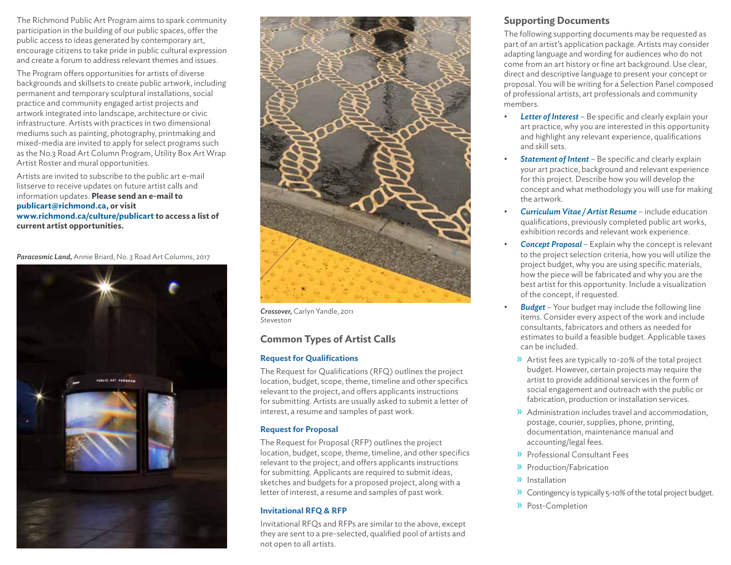The Richmond Public Art Program aims to spark community participation in the building of our public spaces, offer the public access to ideas generated by contemporary art, encourage citizens to take pride in public cultural expression and create a forum to address relevant themes and issues.

The Program offers opportunities for artists of diverse backgrounds and skillsets to create public artwork, including permanent and temporary sculptural installations, social practice and community engaged artist projects and artwork integrated into landscape, architecture or civic infrastructure. Artists with practices in two dimensional mediums such as painting, photography, printmaking and mixed-media are invited to apply for select programs such as the No.3 Road Art Column Program, Utility Box Art Wrap Artist Roster and mural opportunities.

Artists are invited to subscribe to the public art e-mail listserve to receive updates on future artist calls and information updates. **Please send an e-mail to publicart@richmond.ca, or visit www.richmond.ca/culture/publicart to access a list of current artist opportunities.**

***Paracosmic Land,*** Annie Briard, No. 3 Road Art Columns, 2017

***Crossover,*** Carlyn Yandle, 2011
Steveston

## Common Types of Artist Calls

### Request for Qualifications

The Request for Qualifications (RFQ) outlines the project location, budget, scope, theme, timeline and other specifics relevant to the project, and offers applicants instructions for submitting. Artists are usually asked to submit a letter of interest, a resume and samples of past work.

### Request for Proposal

The Request for Proposal (RFP) outlines the project location, budget, scope, theme, timeline, and other specifics relevant to the project, and offers applicants instructions for submitting. Applicants are required to submit ideas, sketches and budgets for a proposed project, along with a letter of interest, a resume and samples of past work.

### Invitational RFQ & RFP

Invitational RFQs and RFPs are similar to the above, except they are sent to a pre-selected, qualified pool of artists and not open to all artists.

## Supporting Documents

The following supporting documents may be requested as part of an artist's application package. Artists may consider adapting language and wording for audiences who do not come from an art history or fine art background. Use clear, direct and descriptive language to present your concept or proposal. You will be writing for a Selection Panel composed of professional artists, art professionals and community members.

- ***Letter of Interest*** – Be specific and clearly explain your art practice, why you are interested in this opportunity and highlight any relevant experience, qualifications and skill sets.
- ***Statement of Intent*** – Be specific and clearly explain your art practice, background and relevant experience for this project. Describe how you will develop the concept and what methodology you will use for making the artwork.
- ***Curriculum Vitae / Artist Resume*** – include education qualifications, previously completed public art works, exhibition records and relevant work experience.
- ***Concept Proposal*** – Explain why the concept is relevant to the project selection criteria, how you will utilize the project budget, why you are using specific materials, how the piece will be fabricated and why you are the best artist for this opportunity. Include a visualization of the concept, if requested.
- ***Budget*** – Your budget may include the following line items. Consider every aspect of the work and include consultants, fabricators and others as needed for estimates to build a feasible budget. Applicable taxes can be included.
  - Artist fees are typically 10-20% of the total project budget. However, certain projects may require the artist to provide additional services in the form of social engagement and outreach with the public or fabrication, production or installation services.
  - Administration includes travel and accommodation, postage, courier, supplies, phone, printing, documentation, maintenance manual and accounting/legal fees.
  - Professional Consultant Fees
  - Production/Fabrication
  - Installation
  - Contingency is typically 5-10% of the total project budget.
  - Post-Completion